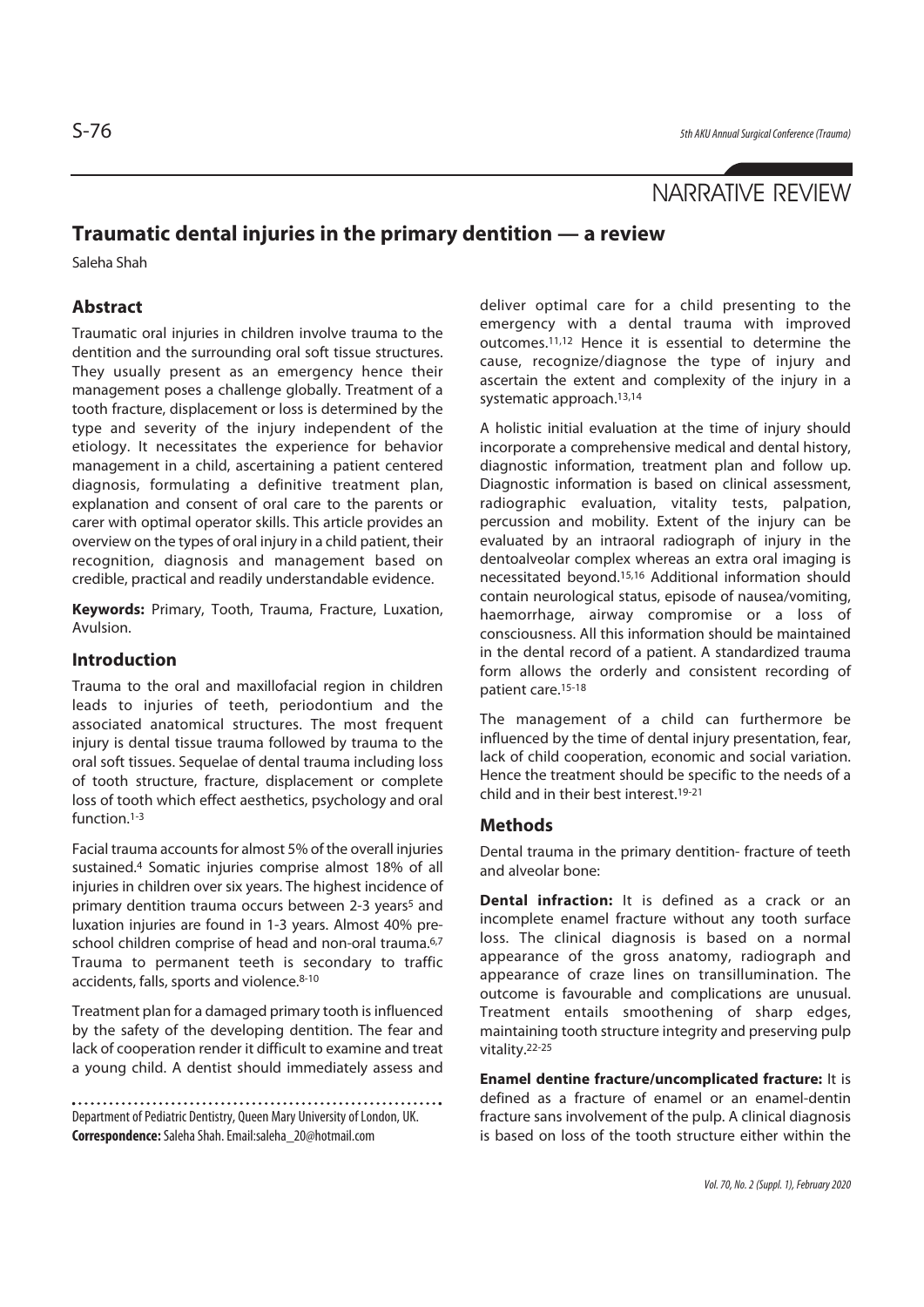NARRATIVE REVIEW

# Traumatic dental injuries in the primary dentition — a review

Saleha Shah

## Abstract

Traumatic oral injuries in children involve trauma to the dentition and the surrounding oral soft tissue structures. They usually present as an emergency hence their management poses a challenge globally. Treatment of a tooth fracture, displacement or loss is determined by the type and severity of the injury independent of the etiology. It necessitates the experience for behavior management in a child, ascertaining a patient centered diagnosis, formulating a definitive treatment plan, explanation and consent of oral care to the parents or carer with optimal operator skills. This article provides an overview on the types of oral injury in a child patient, their recognition, diagnosis and management based on credible, practical and readily understandable evidence.

**Keywords:** Primary, Tooth, Trauma, Fracture, Luxation, Avulsion.

## Introduction

Trauma to the oral and maxillofacial region in children leads to injuries of teeth, periodontium and the associated anatomical structures. The most frequent injury is dental tissue trauma followed by trauma to the oral soft tissues. Sequelae of dental trauma including loss of tooth structure, fracture, displacement or complete loss of tooth which effect aesthetics, psychology and oral function.[1-3]

Facial trauma accounts for almost 5% of the overall injuries sustained.[4] Somatic injuries comprise almost 18% of all injuries in children over six years. The highest incidence of primary dentition trauma occurs between 2-3 years[5] and luxation injuries are found in 1-3 years. Almost 40% pre-school children comprise of head and non-oral trauma.[6,7] Trauma to permanent teeth is secondary to traffic accidents, falls, sports and violence.[8-10]

Treatment plan for a damaged primary tooth is influenced by the safety of the developing dentition. The fear and lack of cooperation render it difficult to examine and treat a young child. A dentist should immediately assess and deliver optimal care for a child presenting to the emergency with a dental trauma with improved outcomes.[11,12] Hence it is essential to determine the cause, recognize/diagnose the type of injury and ascertain the extent and complexity of the injury in a systematic approach.[13,14]

A holistic initial evaluation at the time of injury should incorporate a comprehensive medical and dental history, diagnostic information, treatment plan and follow up. Diagnostic information is based on clinical assessment, radiographic evaluation, vitality tests, palpation, percussion and mobility. Extent of the injury can be evaluated by an intraoral radiograph of injury in the dentoalveolar complex whereas an extra oral imaging is necessitated beyond.[15,16] Additional information should contain neurological status, episode of nausea/vomiting, haemorrhage, airway compromise or a loss of consciousness. All this information should be maintained in the dental record of a patient. A standardized trauma form allows the orderly and consistent recording of patient care.[15-18]

The management of a child can furthermore be influenced by the time of dental injury presentation, fear, lack of child cooperation, economic and social variation. Hence the treatment should be specific to the needs of a child and in their best interest.[19-21]

## Methods

Dental trauma in the primary dentition- fracture of teeth and alveolar bone:

**Dental infraction:** It is defined as a crack or an incomplete enamel fracture without any tooth surface loss. The clinical diagnosis is based on a normal appearance of the gross anatomy, radiograph and appearance of craze lines on transillumination. The outcome is favourable and complications are unusual. Treatment entails smoothening of sharp edges, maintaining tooth structure integrity and preserving pulp vitality.[22-25]

**Enamel dentine fracture/uncomplicated fracture:** It is defined as a fracture of enamel or an enamel-dentin fracture sans involvement of the pulp. A clinical diagnosis is based on loss of the tooth structure either within the

Department of Pediatric Dentistry, Queen Mary University of London, UK.
**Correspondence:** Saleha Shah. Email:saleha_20@hotmail.com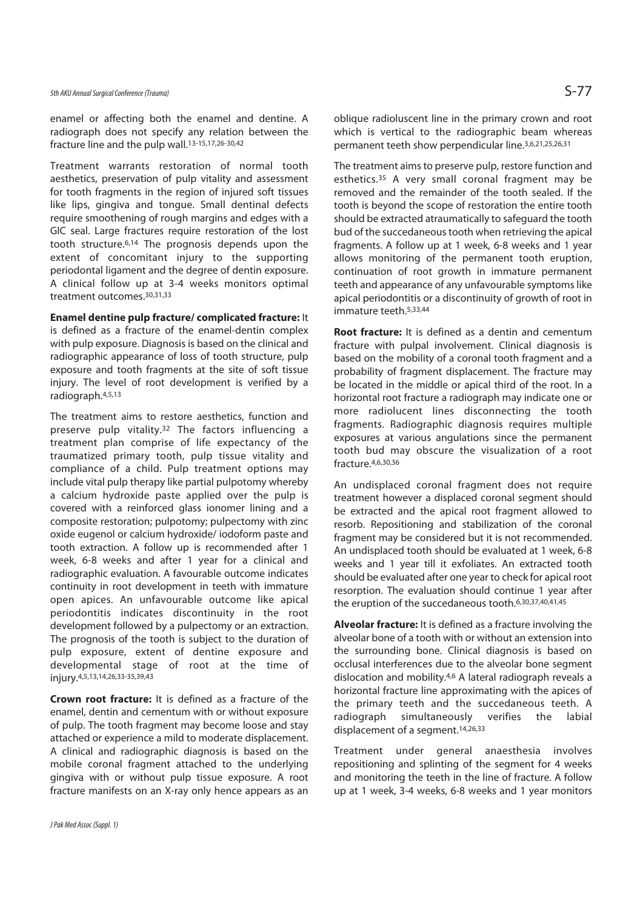enamel or affecting both the enamel and dentine. A radiograph does not specify any relation between the fracture line and the pulp wall.[13-15,17,26-30,42]

Treatment warrants restoration of normal tooth aesthetics, preservation of pulp vitality and assessment for tooth fragments in the region of injured soft tissues like lips, gingiva and tongue. Small dentinal defects require smoothening of rough margins and edges with a GIC seal. Large fractures require restoration of the lost tooth structure.[6,14] The prognosis depends upon the extent of concomitant injury to the supporting periodontal ligament and the degree of dentin exposure. A clinical follow up at 3-4 weeks monitors optimal treatment outcomes.[30,31,33]

**Enamel dentine pulp fracture/ complicated fracture:** It is defined as a fracture of the enamel-dentin complex with pulp exposure. Diagnosis is based on the clinical and radiographic appearance of loss of tooth structure, pulp exposure and tooth fragments at the site of soft tissue injury. The level of root development is verified by a radiograph.[4,5,13]

The treatment aims to restore aesthetics, function and preserve pulp vitality.[32] The factors influencing a treatment plan comprise of life expectancy of the traumatized primary tooth, pulp tissue vitality and compliance of a child. Pulp treatment options may include vital pulp therapy like partial pulpotomy whereby a calcium hydroxide paste applied over the pulp is covered with a reinforced glass ionomer lining and a composite restoration; pulpotomy; pulpectomy with zinc oxide eugenol or calcium hydroxide/ iodoform paste and tooth extraction. A follow up is recommended after 1 week, 6-8 weeks and after 1 year for a clinical and radiographic evaluation. A favourable outcome indicates continuity in root development in teeth with immature open apices. An unfavourable outcome like apical periodontitis indicates discontinuity in the root development followed by a pulpectomy or an extraction. The prognosis of the tooth is subject to the duration of pulp exposure, extent of dentine exposure and developmental stage of root at the time of injury.[4,5,13,14,26,33-35,39,43]

**Crown root fracture:** It is defined as a fracture of the enamel, dentin and cementum with or without exposure of pulp. The tooth fragment may become loose and stay attached or experience a mild to moderate displacement. A clinical and radiographic diagnosis is based on the mobile coronal fragment attached to the underlying gingiva with or without pulp tissue exposure. A root fracture manifests on an X-ray only hence appears as an oblique radioluscent line in the primary crown and root which is vertical to the radiographic beam whereas permanent teeth show perpendicular line.[3,6,21,25,26,31]

The treatment aims to preserve pulp, restore function and esthetics.[35] A very small coronal fragment may be removed and the remainder of the tooth sealed. If the tooth is beyond the scope of restoration the entire tooth should be extracted atraumatically to safeguard the tooth bud of the succedaneous tooth when retrieving the apical fragments. A follow up at 1 week, 6-8 weeks and 1 year allows monitoring of the permanent tooth eruption, continuation of root growth in immature permanent teeth and appearance of any unfavourable symptoms like apical periodontitis or a discontinuity of growth of root in immature teeth.[5,33,44]

**Root fracture:** It is defined as a dentin and cementum fracture with pulpal involvement. Clinical diagnosis is based on the mobility of a coronal tooth fragment and a probability of fragment displacement. The fracture may be located in the middle or apical third of the root. In a horizontal root fracture a radiograph may indicate one or more radiolucent lines disconnecting the tooth fragments. Radiographic diagnosis requires multiple exposures at various angulations since the permanent tooth bud may obscure the visualization of a root fracture.[4,6,30,36]

An undisplaced coronal fragment does not require treatment however a displaced coronal segment should be extracted and the apical root fragment allowed to resorb. Repositioning and stabilization of the coronal fragment may be considered but it is not recommended. An undisplaced tooth should be evaluated at 1 week, 6-8 weeks and 1 year till it exfoliates. An extracted tooth should be evaluated after one year to check for apical root resorption. The evaluation should continue 1 year after the eruption of the succedaneous tooth.[6,30,37,40,41,45]

**Alveolar fracture:** It is defined as a fracture involving the alveolar bone of a tooth with or without an extension into the surrounding bone. Clinical diagnosis is based on occlusal interferences due to the alveolar bone segment dislocation and mobility.[4,6] A lateral radiograph reveals a horizontal fracture line approximating with the apices of the primary teeth and the succedaneous teeth. A radiograph simultaneously verifies the labial displacement of a segment.[14,26,33]

Treatment under general anaesthesia involves repositioning and splinting of the segment for 4 weeks and monitoring the teeth in the line of fracture. A follow up at 1 week, 3-4 weeks, 6-8 weeks and 1 year monitors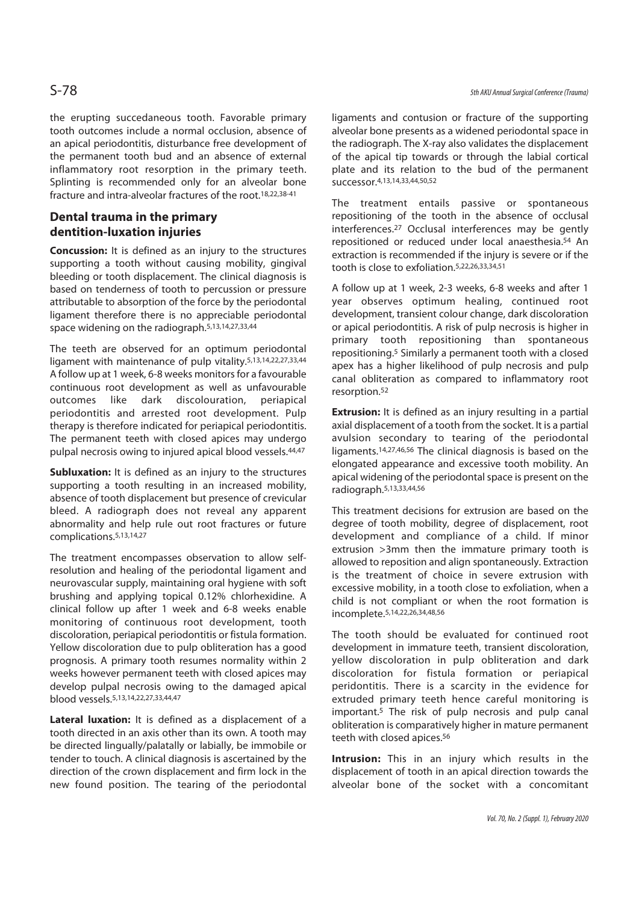the erupting succedaneous tooth. Favorable primary tooth outcomes include a normal occlusion, absence of an apical periodontitis, disturbance free development of the permanent tooth bud and an absence of external inflammatory root resorption in the primary teeth. Splinting is recommended only for an alveolar bone fracture and intra-alveolar fractures of the root.[18,22,38-41]

## Dental trauma in the primary dentition-luxation injuries

**Concussion:** It is defined as an injury to the structures supporting a tooth without causing mobility, gingival bleeding or tooth displacement. The clinical diagnosis is based on tenderness of tooth to percussion or pressure attributable to absorption of the force by the periodontal ligament therefore there is no appreciable periodontal space widening on the radiograph.[5,13,14,27,33,44]

The teeth are observed for an optimum periodontal ligament with maintenance of pulp vitality.[5,13,14,22,27,33,44] A follow up at 1 week, 6-8 weeks monitors for a favourable continuous root development as well as unfavourable outcomes like dark discolouration, periapical periodontitis and arrested root development. Pulp therapy is therefore indicated for periapical periodontitis. The permanent teeth with closed apices may undergo pulpal necrosis owing to injured apical blood vessels.[44,47]

**Subluxation:** It is defined as an injury to the structures supporting a tooth resulting in an increased mobility, absence of tooth displacement but presence of crevicular bleed. A radiograph does not reveal any apparent abnormality and help rule out root fractures or future complications.[5,13,14,27]

The treatment encompasses observation to allow self-resolution and healing of the periodontal ligament and neurovascular supply, maintaining oral hygiene with soft brushing and applying topical 0.12% chlorhexidine. A clinical follow up after 1 week and 6-8 weeks enable monitoring of continuous root development, tooth discoloration, periapical periodontitis or fistula formation. Yellow discoloration due to pulp obliteration has a good prognosis. A primary tooth resumes normality within 2 weeks however permanent teeth with closed apices may develop pulpal necrosis owing to the damaged apical blood vessels.[5,13,14,22,27,33,44,47]

**Lateral luxation:** It is defined as a displacement of a tooth directed in an axis other than its own. A tooth may be directed lingually/palatally or labially, be immobile or tender to touch. A clinical diagnosis is ascertained by the direction of the crown displacement and firm lock in the new found position. The tearing of the periodontal ligaments and contusion or fracture of the supporting alveolar bone presents as a widened periodontal space in the radiograph. The X-ray also validates the displacement of the apical tip towards or through the labial cortical plate and its relation to the bud of the permanent successor.[4,13,14,33,44,50,52]

The treatment entails passive or spontaneous repositioning of the tooth in the absence of occlusal interferences.[27] Occlusal interferences may be gently repositioned or reduced under local anaesthesia.[54] An extraction is recommended if the injury is severe or if the tooth is close to exfoliation.[5,22,26,33,34,51]

A follow up at 1 week, 2-3 weeks, 6-8 weeks and after 1 year observes optimum healing, continued root development, transient colour change, dark discoloration or apical periodontitis. A risk of pulp necrosis is higher in primary tooth repositioning than spontaneous repositioning.[5] Similarly a permanent tooth with a closed apex has a higher likelihood of pulp necrosis and pulp canal obliteration as compared to inflammatory root resorption.[52]

**Extrusion:** It is defined as an injury resulting in a partial axial displacement of a tooth from the socket. It is a partial avulsion secondary to tearing of the periodontal ligaments.[14,27,46,56] The clinical diagnosis is based on the elongated appearance and excessive tooth mobility. An apical widening of the periodontal space is present on the radiograph.[5,13,33,44,56]

This treatment decisions for extrusion are based on the degree of tooth mobility, degree of displacement, root development and compliance of a child. If minor extrusion >3mm then the immature primary tooth is allowed to reposition and align spontaneously. Extraction is the treatment of choice in severe extrusion with excessive mobility, in a tooth close to exfoliation, when a child is not compliant or when the root formation is incomplete.[5,14,22,26,34,48,56]

The tooth should be evaluated for continued root development in immature teeth, transient discoloration, yellow discoloration in pulp obliteration and dark discoloration for fistula formation or periapical peridontitis. There is a scarcity in the evidence for extruded primary teeth hence careful monitoring is important.[5] The risk of pulp necrosis and pulp canal obliteration is comparatively higher in mature permanent teeth with closed apices.[56]

**Intrusion:** This in an injury which results in the displacement of tooth in an apical direction towards the alveolar bone of the socket with a concomitant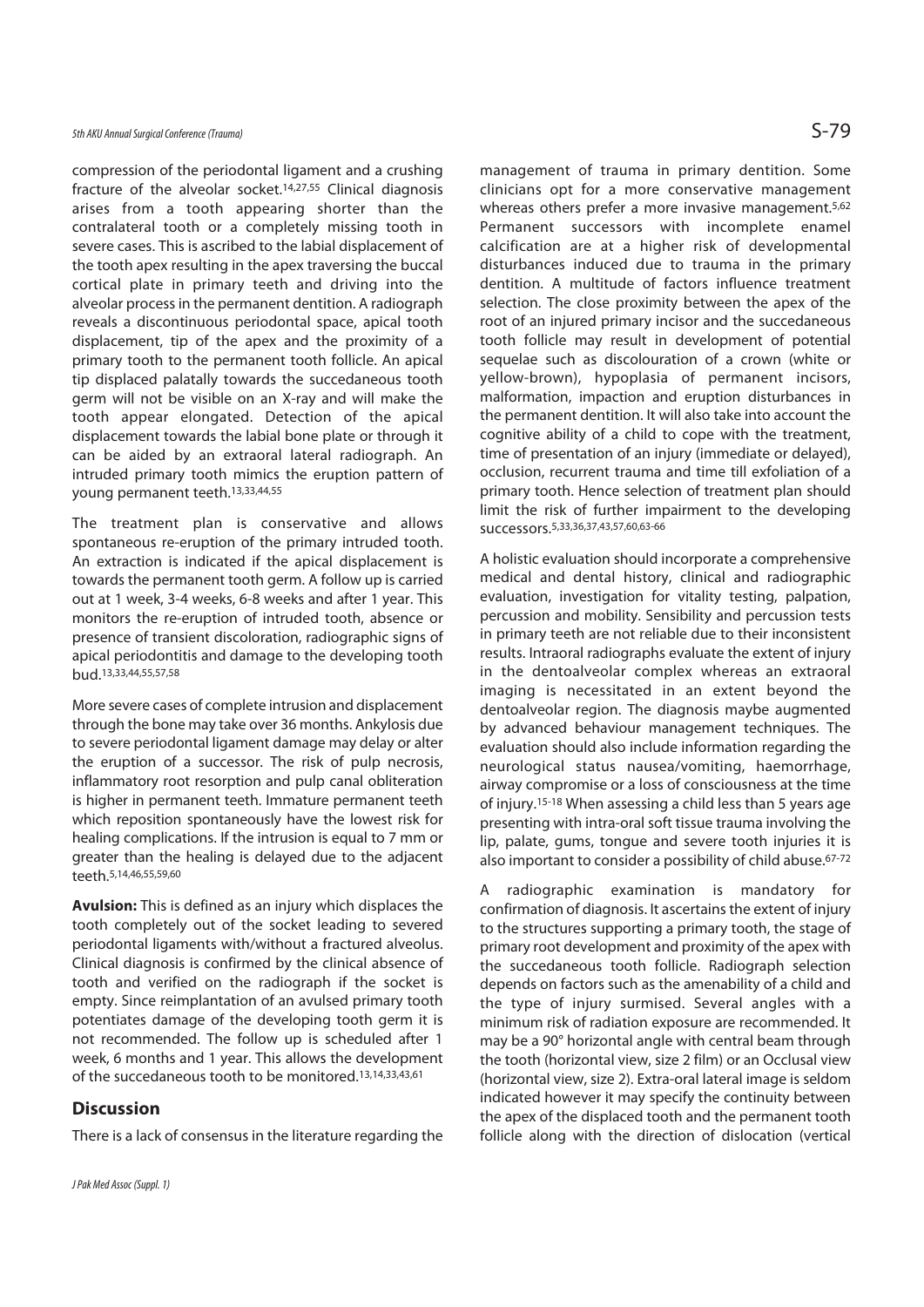compression of the periodontal ligament and a crushing fracture of the alveolar socket.[14,27,55] Clinical diagnosis arises from a tooth appearing shorter than the contralateral tooth or a completely missing tooth in severe cases. This is ascribed to the labial displacement of the tooth apex resulting in the apex traversing the buccal cortical plate in primary teeth and driving into the alveolar process in the permanent dentition. A radiograph reveals a discontinuous periodontal space, apical tooth displacement, tip of the apex and the proximity of a primary tooth to the permanent tooth follicle. An apical tip displaced palatally towards the succedaneous tooth germ will not be visible on an X-ray and will make the tooth appear elongated. Detection of the apical displacement towards the labial bone plate or through it can be aided by an extraoral lateral radiograph. An intruded primary tooth mimics the eruption pattern of young permanent teeth.[13,33,44,55]

The treatment plan is conservative and allows spontaneous re-eruption of the primary intruded tooth. An extraction is indicated if the apical displacement is towards the permanent tooth germ. A follow up is carried out at 1 week, 3-4 weeks, 6-8 weeks and after 1 year. This monitors the re-eruption of intruded tooth, absence or presence of transient discoloration, radiographic signs of apical periodontitis and damage to the developing tooth bud.[13,33,44,55,57,58]

More severe cases of complete intrusion and displacement through the bone may take over 36 months. Ankylosis due to severe periodontal ligament damage may delay or alter the eruption of a successor. The risk of pulp necrosis, inflammatory root resorption and pulp canal obliteration is higher in permanent teeth. Immature permanent teeth which reposition spontaneously have the lowest risk for healing complications. If the intrusion is equal to 7 mm or greater than the healing is delayed due to the adjacent teeth.[5,14,46,55,59,60]

**Avulsion:** This is defined as an injury which displaces the tooth completely out of the socket leading to severed periodontal ligaments with/without a fractured alveolus. Clinical diagnosis is confirmed by the clinical absence of tooth and verified on the radiograph if the socket is empty. Since reimplantation of an avulsed primary tooth potentiates damage of the developing tooth germ it is not recommended. The follow up is scheduled after 1 week, 6 months and 1 year. This allows the development of the succedaneous tooth to be monitored.[13,14,33,43,61]

## Discussion

There is a lack of consensus in the literature regarding the management of trauma in primary dentition. Some clinicians opt for a more conservative management whereas others prefer a more invasive management.[5,62] Permanent successors with incomplete enamel calcification are at a higher risk of developmental disturbances induced due to trauma in the primary dentition. A multitude of factors influence treatment selection. The close proximity between the apex of the root of an injured primary incisor and the succedaneous tooth follicle may result in development of potential sequelae such as discolouration of a crown (white or yellow-brown), hypoplasia of permanent incisors, malformation, impaction and eruption disturbances in the permanent dentition. It will also take into account the cognitive ability of a child to cope with the treatment, time of presentation of an injury (immediate or delayed), occlusion, recurrent trauma and time till exfoliation of a primary tooth. Hence selection of treatment plan should limit the risk of further impairment to the developing successors.[5,33,36,37,43,57,60,63-66]

A holistic evaluation should incorporate a comprehensive medical and dental history, clinical and radiographic evaluation, investigation for vitality testing, palpation, percussion and mobility. Sensibility and percussion tests in primary teeth are not reliable due to their inconsistent results. Intraoral radiographs evaluate the extent of injury in the dentoalveolar complex whereas an extraoral imaging is necessitated in an extent beyond the dentoalveolar region. The diagnosis maybe augmented by advanced behaviour management techniques. The evaluation should also include information regarding the neurological status nausea/vomiting, haemorrhage, airway compromise or a loss of consciousness at the time of injury.[15-18] When assessing a child less than 5 years age presenting with intra-oral soft tissue trauma involving the lip, palate, gums, tongue and severe tooth injuries it is also important to consider a possibility of child abuse.[67-72]

A radiographic examination is mandatory for confirmation of diagnosis. It ascertains the extent of injury to the structures supporting a primary tooth, the stage of primary root development and proximity of the apex with the succedaneous tooth follicle. Radiograph selection depends on factors such as the amenability of a child and the type of injury surmised. Several angles with a minimum risk of radiation exposure are recommended. It may be a 90° horizontal angle with central beam through the tooth (horizontal view, size 2 film) or an Occlusal view (horizontal view, size 2). Extra-oral lateral image is seldom indicated however it may specify the continuity between the apex of the displaced tooth and the permanent tooth follicle along with the direction of dislocation (vertical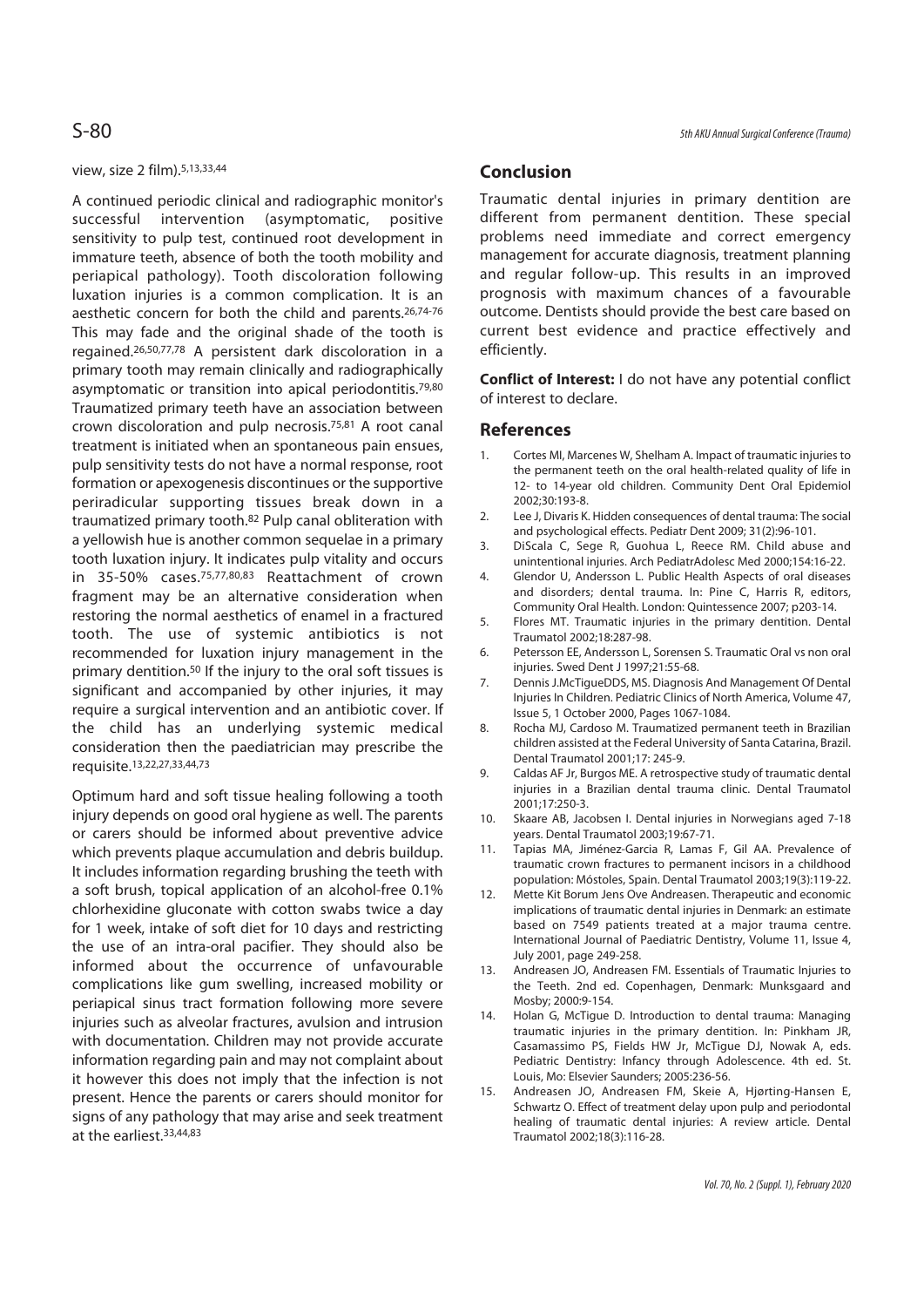view, size 2 film).[5,13,33,44]

A continued periodic clinical and radiographic monitor's successful intervention (asymptomatic, positive sensitivity to pulp test, continued root development in immature teeth, absence of both the tooth mobility and periapical pathology). Tooth discoloration following luxation injuries is a common complication. It is an aesthetic concern for both the child and parents.[26,74-76] This may fade and the original shade of the tooth is regained.[26,50,77,78] A persistent dark discoloration in a primary tooth may remain clinically and radiographically asymptomatic or transition into apical periodontitis.[79,80] Traumatized primary teeth have an association between crown discoloration and pulp necrosis.[75,81] A root canal treatment is initiated when an spontaneous pain ensues, pulp sensitivity tests do not have a normal response, root formation or apexogenesis discontinues or the supportive periradicular supporting tissues break down in a traumatized primary tooth.[82] Pulp canal obliteration with a yellowish hue is another common sequelae in a primary tooth luxation injury. It indicates pulp vitality and occurs in 35-50% cases.[75,77,80,83] Reattachment of crown fragment may be an alternative consideration when restoring the normal aesthetics of enamel in a fractured tooth. The use of systemic antibiotics is not recommended for luxation injury management in the primary dentition.[50] If the injury to the oral soft tissues is significant and accompanied by other injuries, it may require a surgical intervention and an antibiotic cover. If the child has an underlying systemic medical consideration then the paediatrician may prescribe the requisite.[13,22,27,33,44,73]

Optimum hard and soft tissue healing following a tooth injury depends on good oral hygiene as well. The parents or carers should be informed about preventive advice which prevents plaque accumulation and debris buildup. It includes information regarding brushing the teeth with a soft brush, topical application of an alcohol-free 0.1% chlorhexidine gluconate with cotton swabs twice a day for 1 week, intake of soft diet for 10 days and restricting the use of an intra-oral pacifier. They should also be informed about the occurrence of unfavourable complications like gum swelling, increased mobility or periapical sinus tract formation following more severe injuries such as alveolar fractures, avulsion and intrusion with documentation. Children may not provide accurate information regarding pain and may not complaint about it however this does not imply that the infection is not present. Hence the parents or carers should monitor for signs of any pathology that may arise and seek treatment at the earliest.[33,44,83]

## Conclusion

Traumatic dental injuries in primary dentition are different from permanent dentition. These special problems need immediate and correct emergency management for accurate diagnosis, treatment planning and regular follow-up. This results in an improved prognosis with maximum chances of a favourable outcome. Dentists should provide the best care based on current best evidence and practice effectively and efficiently.

**Conflict of Interest:** I do not have any potential conflict of interest to declare.

## References

1. Cortes MI, Marcenes W, Shelham A. Impact of traumatic injuries to the permanent teeth on the oral health-related quality of life in 12- to 14-year old children. Community Dent Oral Epidemiol 2002;30:193-8.
2. Lee J, Divaris K. Hidden consequences of dental trauma: The social and psychological effects. Pediatr Dent 2009; 31(2):96-101.
3. DiScala C, Sege R, Guohua L, Reece RM. Child abuse and unintentional injuries. Arch PediatrAdolesc Med 2000;154:16-22.
4. Glendor U, Andersson L. Public Health Aspects of oral diseases and disorders; dental trauma. In: Pine C, Harris R, editors, Community Oral Health. London: Quintessence 2007; p203-14.
5. Flores MT. Traumatic injuries in the primary dentition. Dental Traumatol 2002;18:287-98.
6. Petersson EE, Andersson L, Sorensen S. Traumatic Oral vs non oral injuries. Swed Dent J 1997;21:55-68.
7. Dennis J.McTigueDDS, MS. Diagnosis And Management Of Dental Injuries In Children. Pediatric Clinics of North America, Volume 47, Issue 5, 1 October 2000, Pages 1067-1084.
8. Rocha MJ, Cardoso M. Traumatized permanent teeth in Brazilian children assisted at the Federal University of Santa Catarina, Brazil. Dental Traumatol 2001;17: 245-9.
9. Caldas AF Jr, Burgos ME. A retrospective study of traumatic dental injuries in a Brazilian dental trauma clinic. Dental Traumatol 2001;17:250-3.
10. Skaare AB, Jacobsen I. Dental injuries in Norwegians aged 7-18 years. Dental Traumatol 2003;19:67-71.
11. Tapias MA, Jiménez-Garcia R, Lamas F, Gil AA. Prevalence of traumatic crown fractures to permanent incisors in a childhood population: Móstoles, Spain. Dental Traumatol 2003;19(3):119-22.
12. Mette Kit Borum Jens Ove Andreasen. Therapeutic and economic implications of traumatic dental injuries in Denmark: an estimate based on 7549 patients treated at a major trauma centre. International Journal of Paediatric Dentistry, Volume 11, Issue 4, July 2001, page 249-258.
13. Andreasen JO, Andreasen FM. Essentials of Traumatic Injuries to the Teeth. 2nd ed. Copenhagen, Denmark: Munksgaard and Mosby; 2000:9-154.
14. Holan G, McTigue D. Introduction to dental trauma: Managing traumatic injuries in the primary dentition. In: Pinkham JR, Casamassimo PS, Fields HW Jr, McTigue DJ, Nowak A, eds. Pediatric Dentistry: Infancy through Adolescence. 4th ed. St. Louis, Mo: Elsevier Saunders; 2005:236-56.
15. Andreasen JO, Andreasen FM, Skeie A, Hjørting-Hansen E, Schwartz O. Effect of treatment delay upon pulp and periodontal healing of traumatic dental injuries: A review article. Dental Traumatol 2002;18(3):116-28.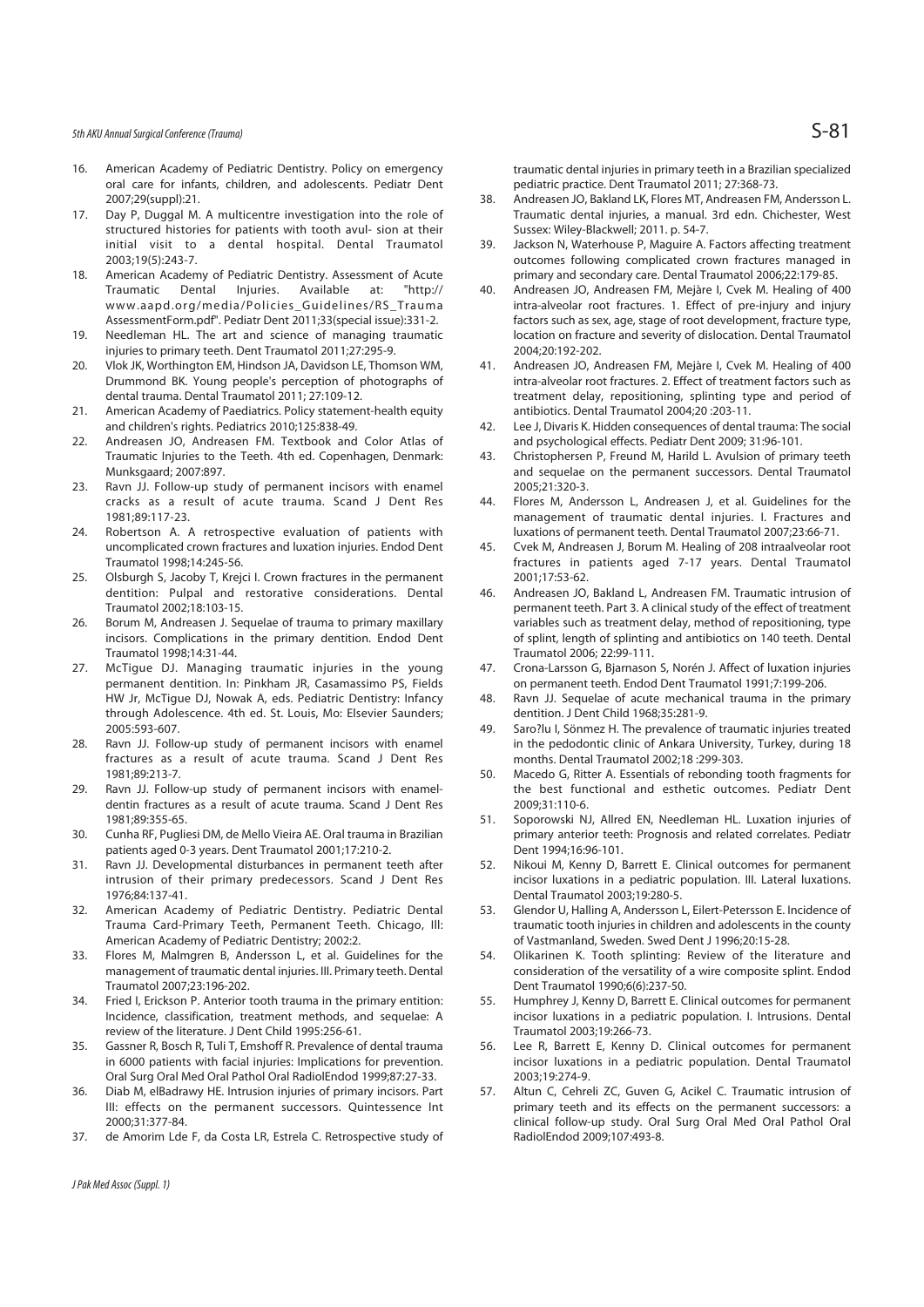16. American Academy of Pediatric Dentistry. Policy on emergency oral care for infants, children, and adolescents. Pediatr Dent 2007;29(suppl):21.
17. Day P, Duggal M. A multicentre investigation into the role of structured histories for patients with tooth avul- sion at their initial visit to a dental hospital. Dental Traumatol 2003;19(5):243-7.
18. American Academy of Pediatric Dentistry. Assessment of Acute Traumatic Dental Injuries. Available at: "http://www.aapd.org/media/Policies_Guidelines/RS_TraumaAssessmentForm.pdf". Pediatr Dent 2011;33(special issue):331-2.
19. Needleman HL. The art and science of managing traumatic injuries to primary teeth. Dent Traumatol 2011;27:295-9.
20. Vlok JK, Worthington EM, Hindson JA, Davidson LE, Thomson WM, Drummond BK. Young people's perception of photographs of dental trauma. Dental Traumatol 2011; 27:109-12.
21. American Academy of Paediatrics. Policy statement-health equity and children's rights. Pediatrics 2010;125:838-49.
22. Andreasen JO, Andreasen FM. Textbook and Color Atlas of Traumatic Injuries to the Teeth. 4th ed. Copenhagen, Denmark: Munksgaard; 2007:897.
23. Ravn JJ. Follow-up study of permanent incisors with enamel cracks as a result of acute trauma. Scand J Dent Res 1981;89:117-23.
24. Robertson A. A retrospective evaluation of patients with uncomplicated crown fractures and luxation injuries. Endod Dent Traumatol 1998;14:245-56.
25. Olsburgh S, Jacoby T, Krejci I. Crown fractures in the permanent dentition: Pulpal and restorative considerations. Dental Traumatol 2002;18:103-15.
26. Borum M, Andreasen J. Sequelae of trauma to primary maxillary incisors. Complications in the primary dentition. Endod Dent Traumatol 1998;14:31-44.
27. McTigue DJ. Managing traumatic injuries in the young permanent dentition. In: Pinkham JR, Casamassimo PS, Fields HW Jr, McTigue DJ, Nowak A, eds. Pediatric Dentistry: Infancy through Adolescence. 4th ed. St. Louis, Mo: Elsevier Saunders; 2005:593-607.
28. Ravn JJ. Follow-up study of permanent incisors with enamel fractures as a result of acute trauma. Scand J Dent Res 1981;89:213-7.
29. Ravn JJ. Follow-up study of permanent incisors with enamel-dentin fractures as a result of acute trauma. Scand J Dent Res 1981;89:355-65.
30. Cunha RF, Pugliesi DM, de Mello Vieira AE. Oral trauma in Brazilian patients aged 0-3 years. Dent Traumatol 2001;17:210-2.
31. Ravn JJ. Developmental disturbances in permanent teeth after intrusion of their primary predecessors. Scand J Dent Res 1976;84:137-41.
32. American Academy of Pediatric Dentistry. Pediatric Dental Trauma Card-Primary Teeth, Permanent Teeth. Chicago, Ill: American Academy of Pediatric Dentistry; 2002:2.
33. Flores M, Malmgren B, Andersson L, et al. Guidelines for the management of traumatic dental injuries. III. Primary teeth. Dental Traumatol 2007;23:196-202.
34. Fried I, Erickson P. Anterior tooth trauma in the primary entition: Incidence, classification, treatment methods, and sequelae: A review of the literature. J Dent Child 1995:256-61.
35. Gassner R, Bosch R, Tuli T, Emshoff R. Prevalence of dental trauma in 6000 patients with facial injuries: Implications for prevention. Oral Surg Oral Med Oral Pathol Oral RadiolEndod 1999;87:27-33.
36. Diab M, elBadrawy HE. Intrusion injuries of primary incisors. Part III: effects on the permanent successors. Quintessence Int 2000;31:377-84.
37. de Amorim Lde F, da Costa LR, Estrela C. Retrospective study of traumatic dental injuries in primary teeth in a Brazilian specialized pediatric practice. Dent Traumatol 2011; 27:368-73.
38. Andreasen JO, Bakland LK, Flores MT, Andreasen FM, Andersson L. Traumatic dental injuries, a manual. 3rd edn. Chichester, West Sussex: Wiley-Blackwell; 2011. p. 54-7.
39. Jackson N, Waterhouse P, Maguire A. Factors affecting treatment outcomes following complicated crown fractures managed in primary and secondary care. Dental Traumatol 2006;22:179-85.
40. Andreasen JO, Andreasen FM, Mejàre I, Cvek M. Healing of 400 intra-alveolar root fractures. 1. Effect of pre-injury and injury factors such as sex, age, stage of root development, fracture type, location on fracture and severity of dislocation. Dental Traumatol 2004;20:192-202.
41. Andreasen JO, Andreasen FM, Mejàre I, Cvek M. Healing of 400 intra-alveolar root fractures. 2. Effect of treatment factors such as treatment delay, repositioning, splinting type and period of antibiotics. Dental Traumatol 2004;20 :203-11.
42. Lee J, Divaris K. Hidden consequences of dental trauma: The social and psychological effects. Pediatr Dent 2009; 31:96-101.
43. Christophersen P, Freund M, Harild L. Avulsion of primary teeth and sequelae on the permanent successors. Dental Traumatol 2005;21:320-3.
44. Flores M, Andersson L, Andreasen J, et al. Guidelines for the management of traumatic dental injuries. I. Fractures and luxations of permanent teeth. Dental Traumatol 2007;23:66-71.
45. Cvek M, Andreasen J, Borum M. Healing of 208 intraalveolar root fractures in patients aged 7-17 years. Dental Traumatol 2001;17:53-62.
46. Andreasen JO, Bakland L, Andreasen FM. Traumatic intrusion of permanent teeth. Part 3. A clinical study of the effect of treatment variables such as treatment delay, method of repositioning, type of splint, length of splinting and antibiotics on 140 teeth. Dental Traumatol 2006; 22:99-111.
47. Crona-Larsson G, Bjarnason S, Norén J. Affect of luxation injuries on permanent teeth. Endod Dent Traumatol 1991;7:199-206.
48. Ravn JJ. Sequelae of acute mechanical trauma in the primary dentition. J Dent Child 1968;35:281-9.
49. Saro?lu I, Sönmez H. The prevalence of traumatic injuries treated in the pedodontic clinic of Ankara University, Turkey, during 18 months. Dental Traumatol 2002;18 :299-303.
50. Macedo G, Ritter A. Essentials of rebonding tooth fragments for the best functional and esthetic outcomes. Pediatr Dent 2009;31:110-6.
51. Soporowski NJ, Allred EN, Needleman HL. Luxation injuries of primary anterior teeth: Prognosis and related correlates. Pediatr Dent 1994;16:96-101.
52. Nikoui M, Kenny D, Barrett E. Clinical outcomes for permanent incisor luxations in a pediatric population. III. Lateral luxations. Dental Traumatol 2003;19:280-5.
53. Glendor U, Halling A, Andersson L, Eilert-Petersson E. Incidence of traumatic tooth injuries in children and adolescents in the county of Vastmanland, Sweden. Swed Dent J 1996;20:15-28.
54. Olikarinen K. Tooth splinting: Review of the literature and consideration of the versatility of a wire composite splint. Endod Dent Traumatol 1990;6(6):237-50.
55. Humphrey J, Kenny D, Barrett E. Clinical outcomes for permanent incisor luxations in a pediatric population. I. Intrusions. Dental Traumatol 2003;19:266-73.
56. Lee R, Barrett E, Kenny D. Clinical outcomes for permanent incisor luxations in a pediatric population. Dental Traumatol 2003;19:274-9.
57. Altun C, Cehreli ZC, Guven G, Acikel C. Traumatic intrusion of primary teeth and its effects on the permanent successors: a clinical follow-up study. Oral Surg Oral Med Oral Pathol Oral RadiolEndod 2009;107:493-8.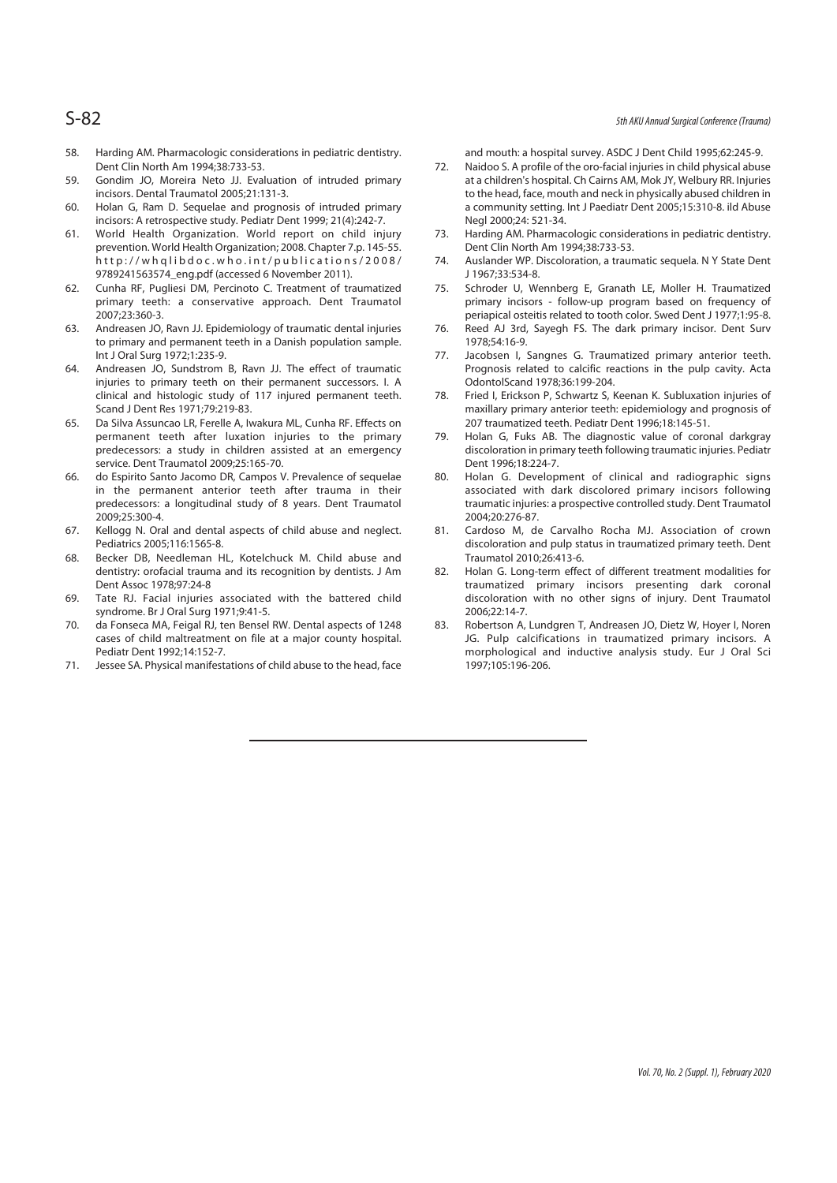58. Harding AM. Pharmacologic considerations in pediatric dentistry. Dent Clin North Am 1994;38:733-53.
59. Gondim JO, Moreira Neto JJ. Evaluation of intruded primary incisors. Dental Traumatol 2005;21:131-3.
60. Holan G, Ram D. Sequelae and prognosis of intruded primary incisors: A retrospective study. Pediatr Dent 1999; 21(4):242-7.
61. World Health Organization. World report on child injury prevention. World Health Organization; 2008. Chapter 7.p. 145-55. http://whqlibdoc.who.int/publications/2008/9789241563574_eng.pdf (accessed 6 November 2011).
62. Cunha RF, Pugliesi DM, Percinoto C. Treatment of traumatized primary teeth: a conservative approach. Dent Traumatol 2007;23:360-3.
63. Andreasen JO, Ravn JJ. Epidemiology of traumatic dental injuries to primary and permanent teeth in a Danish population sample. Int J Oral Surg 1972;1:235-9.
64. Andreasen JO, Sundstrom B, Ravn JJ. The effect of traumatic injuries to primary teeth on their permanent successors. I. A clinical and histologic study of 117 injured permanent teeth. Scand J Dent Res 1971;79:219-83.
65. Da Silva Assuncao LR, Ferelle A, Iwakura ML, Cunha RF. Effects on permanent teeth after luxation injuries to the primary predecessors: a study in children assisted at an emergency service. Dent Traumatol 2009;25:165-70.
66. do Espirito Santo Jacomo DR, Campos V. Prevalence of sequelae in the permanent anterior teeth after trauma in their predecessors: a longitudinal study of 8 years. Dent Traumatol 2009;25:300-4.
67. Kellogg N. Oral and dental aspects of child abuse and neglect. Pediatrics 2005;116:1565-8.
68. Becker DB, Needleman HL, Kotelchuck M. Child abuse and dentistry: orofacial trauma and its recognition by dentists. J Am Dent Assoc 1978;97:24-8
69. Tate RJ. Facial injuries associated with the battered child syndrome. Br J Oral Surg 1971;9:41-5.
70. da Fonseca MA, Feigal RJ, ten Bensel RW. Dental aspects of 1248 cases of child maltreatment on file at a major county hospital. Pediatr Dent 1992;14:152-7.
71. Jessee SA. Physical manifestations of child abuse to the head, face and mouth: a hospital survey. ASDC J Dent Child 1995;62:245-9.
72. Naidoo S. A profile of the oro-facial injuries in child physical abuse at a children's hospital. Ch Cairns AM, Mok JY, Welbury RR. Injuries to the head, face, mouth and neck in physically abused children in a community setting. Int J Paediatr Dent 2005;15:310-8. ild Abuse Negl 2000;24: 521-34.
73. Harding AM. Pharmacologic considerations in pediatric dentistry. Dent Clin North Am 1994;38:733-53.
74. Auslander WP. Discoloration, a traumatic sequela. N Y State Dent J 1967;33:534-8.
75. Schroder U, Wennberg E, Granath LE, Moller H. Traumatized primary incisors - follow-up program based on frequency of periapical osteitis related to tooth color. Swed Dent J 1977;1:95-8.
76. Reed AJ 3rd, Sayegh FS. The dark primary incisor. Dent Surv 1978;54:16-9.
77. Jacobsen I, Sangnes G. Traumatized primary anterior teeth. Prognosis related to calcific reactions in the pulp cavity. Acta OdontolScand 1978;36:199-204.
78. Fried I, Erickson P, Schwartz S, Keenan K. Subluxation injuries of maxillary primary anterior teeth: epidemiology and prognosis of 207 traumatized teeth. Pediatr Dent 1996;18:145-51.
79. Holan G, Fuks AB. The diagnostic value of coronal darkgray discoloration in primary teeth following traumatic injuries. Pediatr Dent 1996;18:224-7.
80. Holan G. Development of clinical and radiographic signs associated with dark discolored primary incisors following traumatic injuries: a prospective controlled study. Dent Traumatol 2004;20:276-87.
81. Cardoso M, de Carvalho Rocha MJ. Association of crown discoloration and pulp status in traumatized primary teeth. Dent Traumatol 2010;26:413-6.
82. Holan G. Long-term effect of different treatment modalities for traumatized primary incisors presenting dark coronal discoloration with no other signs of injury. Dent Traumatol 2006;22:14-7.
83. Robertson A, Lundgren T, Andreasen JO, Dietz W, Hoyer I, Noren JG. Pulp calcifications in traumatized primary incisors. A morphological and inductive analysis study. Eur J Oral Sci 1997;105:196-206.